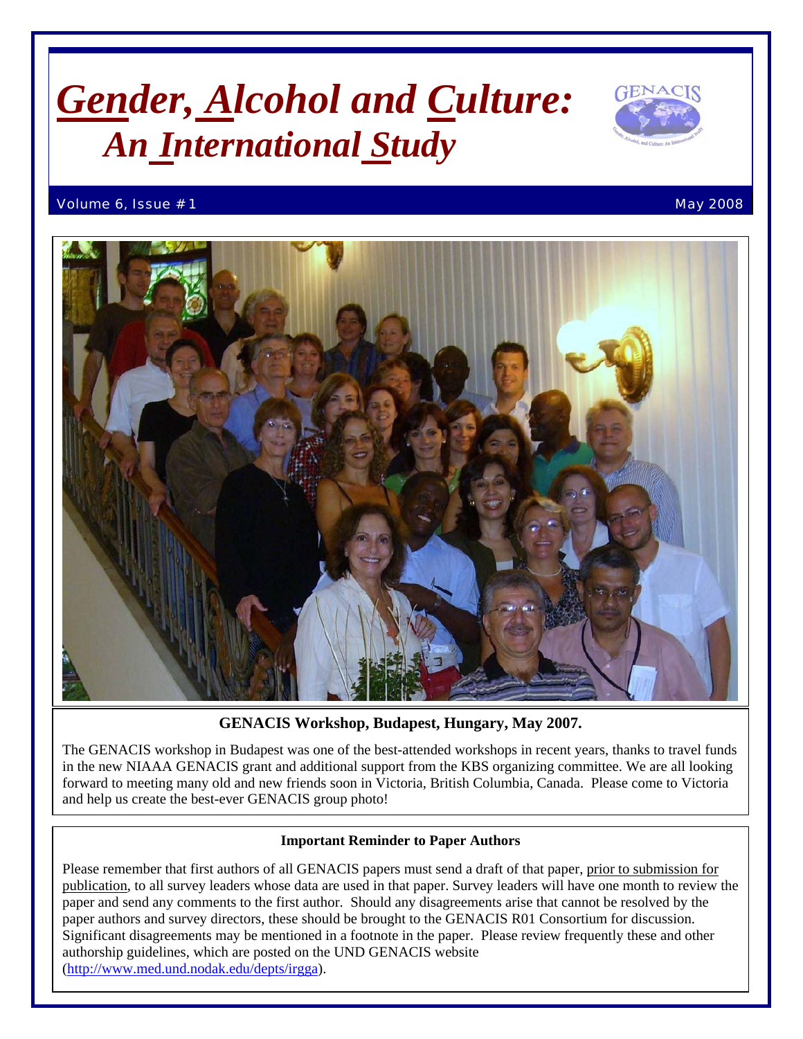# *Gender, Alcohol and Culture: An International Study*

Volume 6, Issue #1 May 2008

**GENACIS Workshop, Budapest, Hungary, May 2007.**

The GENACIS workshop in Budapest was one of the best-attended workshops in recent years, thanks to travel funds in the new NIAAA GENACIS grant and additional support from the KBS organizing committee. We are all looking forward to meeting many old and new friends soon in Victoria, British Columbia, Canada. Please come to Victoria and help us create the best-ever GENACIS group photo!

**Important Reminder to Paper Authors**

Please remember that first authors of all GENACIS papers must send a draft of that paper, prior to submission for publication, to all survey leaders whose data are used in that paper. Survey leaders will have one month to review the paper and send any comments to the first author. Should any disagreements arise that cannot be resolved by the paper authors and survey directors, these should be brought to the GENACIS R01 Consortium for discussion. Significant disagreements may be mentioned in a footnote in the paper. Please review frequently these and other authorship guidelines, which are posted on the UND GENACIS website (http://www.med.und.nodak.edu/depts/irgga).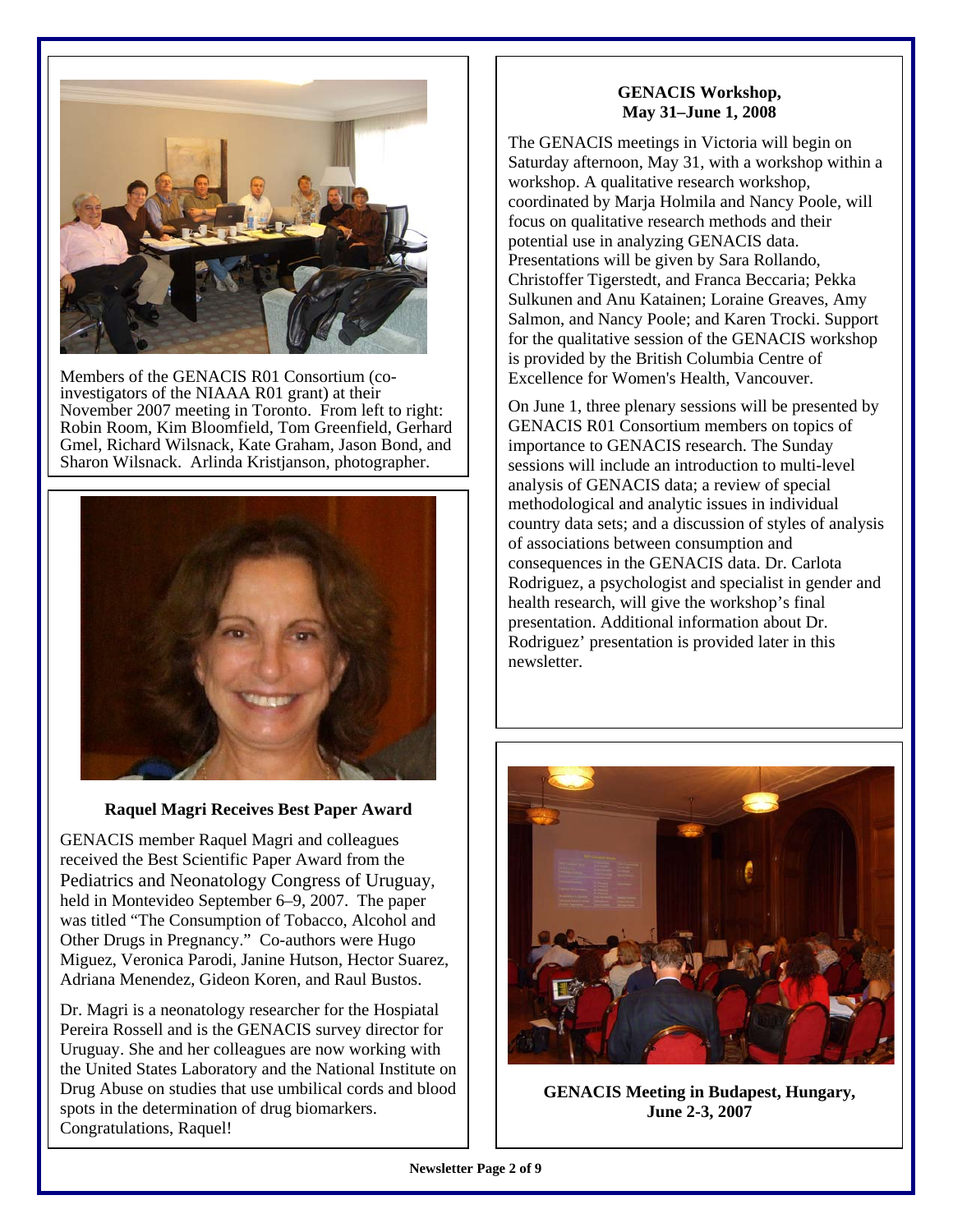Members of the GENACIS R01 Consortium (co-investigators of the NIAAA R01 grant) at their November 2007 meeting in Toronto. From left to right: Robin Room, Kim Bloomfield, Tom Greenfield, Gerhard Gmel, Richard Wilsnack, Kate Graham, Jason Bond, and Sharon Wilsnack. Arlinda Kristjanson, photographer.

**Raquel Magri Receives Best Paper Award**

GENACIS member Raquel Magri and colleagues received the Best Scientific Paper Award from the Pediatrics and Neonatology Congress of Uruguay, held in Montevideo September 6–9, 2007. The paper was titled "The Consumption of Tobacco, Alcohol and Other Drugs in Pregnancy." Co-authors were Hugo Miguez, Veronica Parodi, Janine Hutson, Hector Suarez, Adriana Menendez, Gideon Koren, and Raul Bustos.

Dr. Magri is a neonatology researcher for the Hospiatal Pereira Rossell and is the GENACIS survey director for Uruguay. She and her colleagues are now working with the United States Laboratory and the National Institute on Drug Abuse on studies that use umbilical cords and blood spots in the determination of drug biomarkers. Congratulations, Raquel!

**GENACIS Workshop,**
**May 31–June 1, 2008**

The GENACIS meetings in Victoria will begin on Saturday afternoon, May 31, with a workshop within a workshop. A qualitative research workshop, coordinated by Marja Holmila and Nancy Poole, will focus on qualitative research methods and their potential use in analyzing GENACIS data. Presentations will be given by Sara Rollando, Christoffer Tigerstedt, and Franca Beccaria; Pekka Sulkunen and Anu Katainen; Loraine Greaves, Amy Salmon, and Nancy Poole; and Karen Trocki. Support for the qualitative session of the GENACIS workshop is provided by the British Columbia Centre of Excellence for Women's Health, Vancouver.

On June 1, three plenary sessions will be presented by GENACIS R01 Consortium members on topics of importance to GENACIS research. The Sunday sessions will include an introduction to multi-level analysis of GENACIS data; a review of special methodological and analytic issues in individual country data sets; and a discussion of styles of analysis of associations between consumption and consequences in the GENACIS data. Dr. Carlota Rodriguez, a psychologist and specialist in gender and health research, will give the workshop's final presentation. Additional information about Dr. Rodriguez' presentation is provided later in this newsletter.

**GENACIS Meeting in Budapest, Hungary, June 2-3, 2007**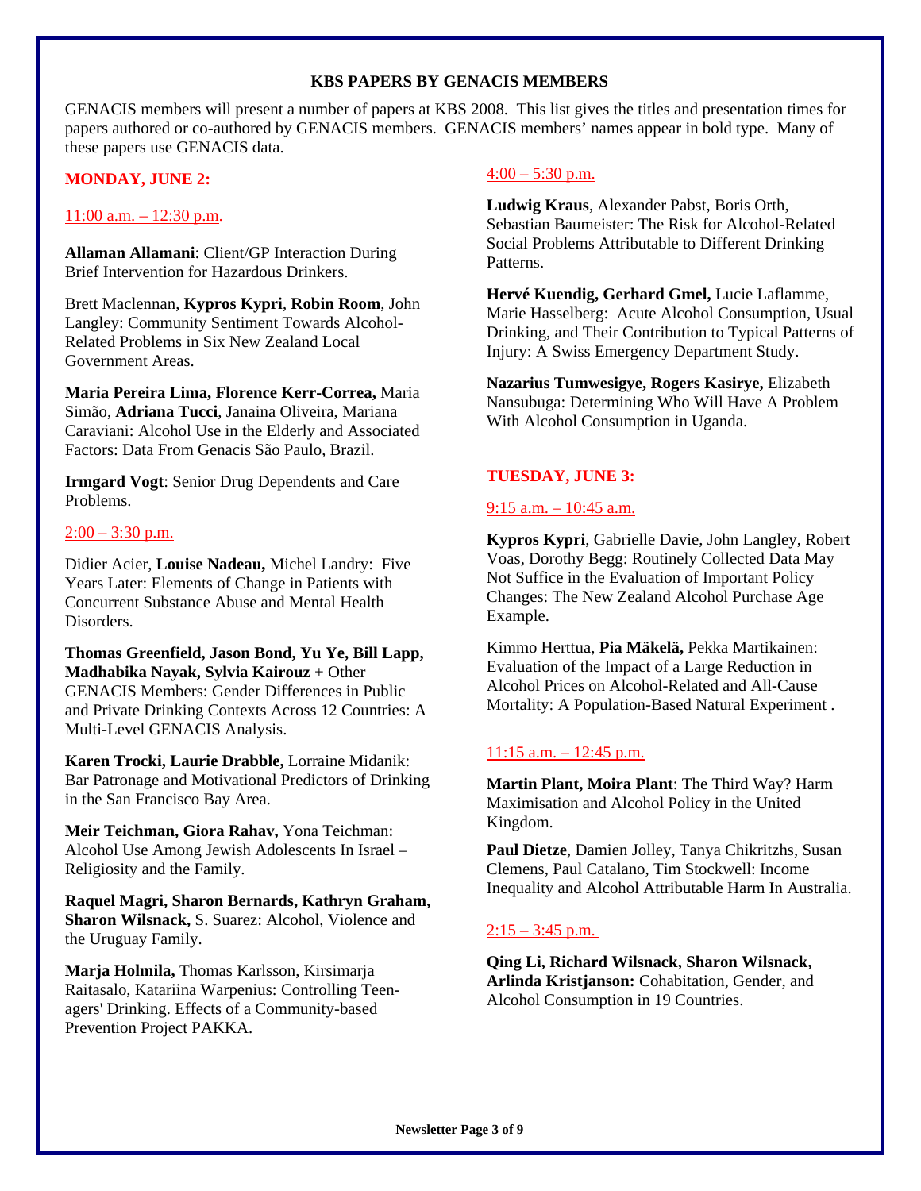## KBS PAPERS BY GENACIS MEMBERS

GENACIS members will present a number of papers at KBS 2008. This list gives the titles and presentation times for papers authored or co-authored by GENACIS members. GENACIS members' names appear in bold type. Many of these papers use GENACIS data.

### MONDAY, JUNE 2:

11:00 a.m. – 12:30 p.m.

**Allaman Allamani**: Client/GP Interaction During Brief Intervention for Hazardous Drinkers.

Brett Maclennan, **Kypros Kypri**, **Robin Room**, John Langley: Community Sentiment Towards Alcohol-Related Problems in Six New Zealand Local Government Areas.

**Maria Pereira Lima, Florence Kerr-Correa,** Maria Simão, **Adriana Tucci**, Janaina Oliveira, Mariana Caraviani: Alcohol Use in the Elderly and Associated Factors: Data From Genacis São Paulo, Brazil.

**Irmgard Vogt**: Senior Drug Dependents and Care Problems.

2:00 – 3:30 p.m.

Didier Acier, **Louise Nadeau,** Michel Landry: Five Years Later: Elements of Change in Patients with Concurrent Substance Abuse and Mental Health Disorders.

**Thomas Greenfield, Jason Bond, Yu Ye, Bill Lapp, Madhabika Nayak, Sylvia Kairouz** + Other GENACIS Members: Gender Differences in Public and Private Drinking Contexts Across 12 Countries: A Multi-Level GENACIS Analysis.

**Karen Trocki, Laurie Drabble,** Lorraine Midanik: Bar Patronage and Motivational Predictors of Drinking in the San Francisco Bay Area.

**Meir Teichman, Giora Rahav,** Yona Teichman: Alcohol Use Among Jewish Adolescents In Israel – Religiosity and the Family.

**Raquel Magri, Sharon Bernards, Kathryn Graham, Sharon Wilsnack,** S. Suarez: Alcohol, Violence and the Uruguay Family.

**Marja Holmila,** Thomas Karlsson, Kirsimarja Raitasalo, Katariina Warpenius: Controlling Teen-agers' Drinking. Effects of a Community-based Prevention Project PAKKA.

4:00 – 5:30 p.m.

**Ludwig Kraus**, Alexander Pabst, Boris Orth, Sebastian Baumeister: The Risk for Alcohol-Related Social Problems Attributable to Different Drinking Patterns.

**Hervé Kuendig, Gerhard Gmel,** Lucie Laflamme, Marie Hasselberg: Acute Alcohol Consumption, Usual Drinking, and Their Contribution to Typical Patterns of Injury: A Swiss Emergency Department Study.

**Nazarius Tumwesigye, Rogers Kasirye,** Elizabeth Nansubuga: Determining Who Will Have A Problem With Alcohol Consumption in Uganda.

### TUESDAY, JUNE 3:

9:15 a.m. – 10:45 a.m.

**Kypros Kypri**, Gabrielle Davie, John Langley, Robert Voas, Dorothy Begg: Routinely Collected Data May Not Suffice in the Evaluation of Important Policy Changes: The New Zealand Alcohol Purchase Age Example.

Kimmo Herttua, **Pia Mäkelä,** Pekka Martikainen: Evaluation of the Impact of a Large Reduction in Alcohol Prices on Alcohol-Related and All-Cause Mortality: A Population-Based Natural Experiment .

11:15 a.m. – 12:45 p.m.

**Martin Plant, Moira Plant**: The Third Way? Harm Maximisation and Alcohol Policy in the United Kingdom.

**Paul Dietze**, Damien Jolley, Tanya Chikritzhs, Susan Clemens, Paul Catalano, Tim Stockwell: Income Inequality and Alcohol Attributable Harm In Australia.

2:15 – 3:45 p.m.

**Qing Li, Richard Wilsnack, Sharon Wilsnack, Arlinda Kristjanson:** Cohabitation, Gender, and Alcohol Consumption in 19 Countries.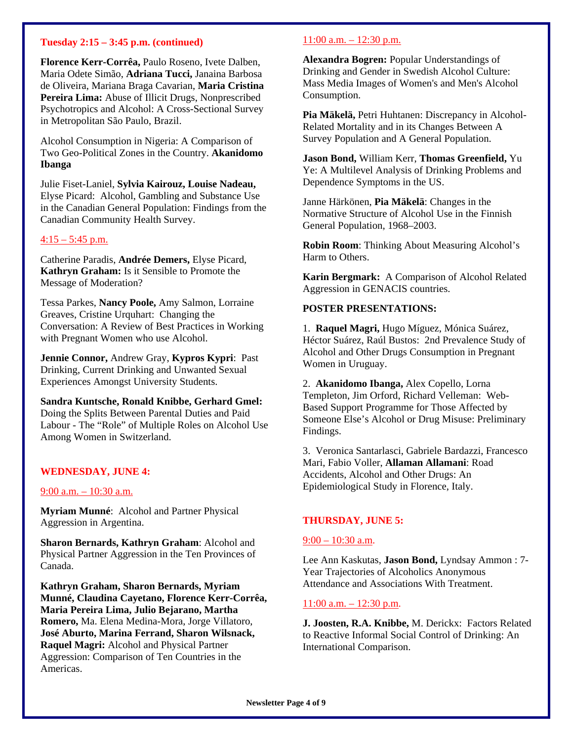### Tuesday 2:15 – 3:45 p.m. (continued)

**Florence Kerr-Corrêa,** Paulo Roseno, Ivete Dalben, Maria Odete Simão, **Adriana Tucci,** Janaina Barbosa de Oliveira, Mariana Braga Cavarian, **Maria Cristina Pereira Lima:** Abuse of Illicit Drugs, Nonprescribed Psychotropics and Alcohol: A Cross-Sectional Survey in Metropolitan São Paulo, Brazil.

Alcohol Consumption in Nigeria: A Comparison of Two Geo-Political Zones in the Country. **Akanidomo Ibanga**

Julie Fiset-Laniel, **Sylvia Kairouz, Louise Nadeau,** Elyse Picard: Alcohol, Gambling and Substance Use in the Canadian General Population: Findings from the Canadian Community Health Survey.

4:15 – 5:45 p.m.

Catherine Paradis, **Andrée Demers,** Elyse Picard, **Kathryn Graham:** Is it Sensible to Promote the Message of Moderation?

Tessa Parkes, **Nancy Poole,** Amy Salmon, Lorraine Greaves, Cristine Urquhart: Changing the Conversation: A Review of Best Practices in Working with Pregnant Women who use Alcohol.

**Jennie Connor,** Andrew Gray, **Kypros Kypri**: Past Drinking, Current Drinking and Unwanted Sexual Experiences Amongst University Students.

**Sandra Kuntsche, Ronald Knibbe, Gerhard Gmel:** Doing the Splits Between Parental Duties and Paid Labour - The "Role" of Multiple Roles on Alcohol Use Among Women in Switzerland.

### WEDNESDAY, JUNE 4:

9:00 a.m. – 10:30 a.m.

**Myriam Munné**: Alcohol and Partner Physical Aggression in Argentina.

**Sharon Bernards, Kathryn Graham**: Alcohol and Physical Partner Aggression in the Ten Provinces of Canada.

**Kathryn Graham, Sharon Bernards, Myriam Munné, Claudina Cayetano, Florence Kerr-Corrêa, Maria Pereira Lima, Julio Bejarano, Martha Romero,** Ma. Elena Medina-Mora, Jorge Villatoro, **José Aburto, Marina Ferrand, Sharon Wilsnack, Raquel Magri:** Alcohol and Physical Partner Aggression: Comparison of Ten Countries in the Americas.

11:00 a.m. – 12:30 p.m.

**Alexandra Bogren:** Popular Understandings of Drinking and Gender in Swedish Alcohol Culture: Mass Media Images of Women's and Men's Alcohol Consumption.

**Pia Mäkelä,** Petri Huhtanen: Discrepancy in Alcohol-Related Mortality and in its Changes Between A Survey Population and A General Population.

**Jason Bond,** William Kerr, **Thomas Greenfield,** Yu Ye: A Multilevel Analysis of Drinking Problems and Dependence Symptoms in the US.

Janne Härkönen, **Pia Mäkelä**: Changes in the Normative Structure of Alcohol Use in the Finnish General Population, 1968–2003.

**Robin Room**: Thinking About Measuring Alcohol's Harm to Others.

**Karin Bergmark:** A Comparison of Alcohol Related Aggression in GENACIS countries.

**POSTER PRESENTATIONS:**

1. **Raquel Magri,** Hugo Míguez, Mónica Suárez, Héctor Suárez, Raúl Bustos: 2nd Prevalence Study of Alcohol and Other Drugs Consumption in Pregnant Women in Uruguay.

2. **Akanidomo Ibanga,** Alex Copello, Lorna Templeton, Jim Orford, Richard Velleman: Web-Based Support Programme for Those Affected by Someone Else's Alcohol or Drug Misuse: Preliminary Findings.

3. Veronica Santarlasci, Gabriele Bardazzi, Francesco Mari, Fabio Voller, **Allaman Allamani**: Road Accidents, Alcohol and Other Drugs: An Epidemiological Study in Florence, Italy.

### THURSDAY, JUNE 5:

9:00 – 10:30 a.m.

Lee Ann Kaskutas, **Jason Bond,** Lyndsay Ammon : 7-Year Trajectories of Alcoholics Anonymous Attendance and Associations With Treatment.

11:00 a.m. – 12:30 p.m.

**J. Joosten, R.A. Knibbe,** M. Derickx: Factors Related to Reactive Informal Social Control of Drinking: An International Comparison.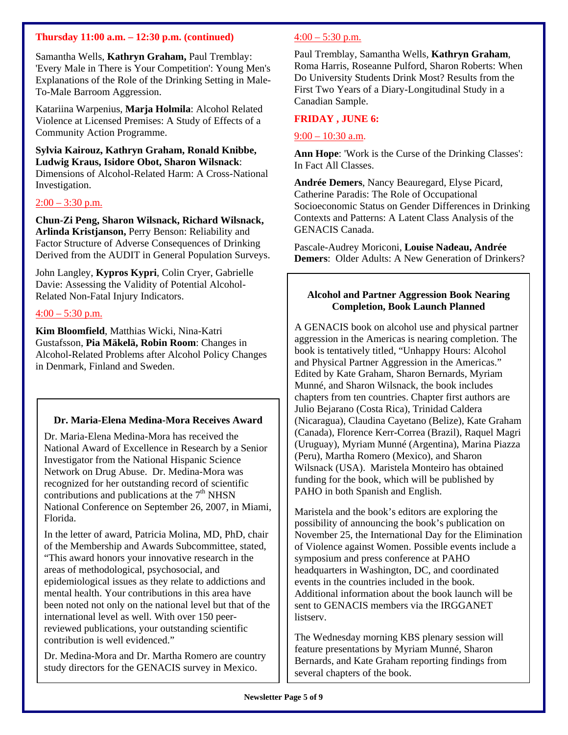**Thursday 11:00 a.m. – 12:30 p.m. (continued)**

Samantha Wells, **Kathryn Graham,** Paul Tremblay: 'Every Male in There is Your Competition': Young Men's Explanations of the Role of the Drinking Setting in Male-To-Male Barroom Aggression.

Katariina Warpenius, **Marja Holmila**: Alcohol Related Violence at Licensed Premises: A Study of Effects of a Community Action Programme.

**Sylvia Kairouz, Kathryn Graham, Ronald Knibbe, Ludwig Kraus, Isidore Obot, Sharon Wilsnack**: Dimensions of Alcohol-Related Harm: A Cross-National Investigation.

2:00 – 3:30 p.m.

**Chun-Zi Peng, Sharon Wilsnack, Richard Wilsnack, Arlinda Kristjanson,** Perry Benson: Reliability and Factor Structure of Adverse Consequences of Drinking Derived from the AUDIT in General Population Surveys.

John Langley, **Kypros Kypri**, Colin Cryer, Gabrielle Davie: Assessing the Validity of Potential Alcohol-Related Non-Fatal Injury Indicators.

4:00 – 5:30 p.m.

**Kim Bloomfield**, Matthias Wicki, Nina-Katri Gustafsson, **Pia Mäkelä, Robin Room**: Changes in Alcohol-Related Problems after Alcohol Policy Changes in Denmark, Finland and Sweden.

### Dr. Maria-Elena Medina-Mora Receives Award

Dr. Maria-Elena Medina-Mora has received the National Award of Excellence in Research by a Senior Investigator from the National Hispanic Science Network on Drug Abuse. Dr. Medina-Mora was recognized for her outstanding record of scientific contributions and publications at the 7th NHSN National Conference on September 26, 2007, in Miami, Florida.

In the letter of award, Patricia Molina, MD, PhD, chair of the Membership and Awards Subcommittee, stated, "This award honors your innovative research in the areas of methodological, psychosocial, and epidemiological issues as they relate to addictions and mental health. Your contributions in this area have been noted not only on the national level but that of the international level as well. With over 150 peer-reviewed publications, your outstanding scientific contribution is well evidenced."

Dr. Medina-Mora and Dr. Martha Romero are country study directors for the GENACIS survey in Mexico.

4:00 – 5:30 p.m.

Paul Tremblay, Samantha Wells, **Kathryn Graham**, Roma Harris, Roseanne Pulford, Sharon Roberts: When Do University Students Drink Most? Results from the First Two Years of a Diary-Longitudinal Study in a Canadian Sample.

**FRIDAY , JUNE 6:**

9:00 – 10:30 a.m.

**Ann Hope**: 'Work is the Curse of the Drinking Classes': In Fact All Classes.

**Andrée Demers**, Nancy Beauregard, Elyse Picard, Catherine Paradis: The Role of Occupational Socioeconomic Status on Gender Differences in Drinking Contexts and Patterns: A Latent Class Analysis of the GENACIS Canada.

Pascale-Audrey Moriconi, **Louise Nadeau, Andrée Demers**: Older Adults: A New Generation of Drinkers?

### Alcohol and Partner Aggression Book Nearing Completion, Book Launch Planned

A GENACIS book on alcohol use and physical partner aggression in the Americas is nearing completion. The book is tentatively titled, "Unhappy Hours: Alcohol and Physical Partner Aggression in the Americas." Edited by Kate Graham, Sharon Bernards, Myriam Munné, and Sharon Wilsnack, the book includes chapters from ten countries. Chapter first authors are Julio Bejarano (Costa Rica), Trinidad Caldera (Nicaragua), Claudina Cayetano (Belize), Kate Graham (Canada), Florence Kerr-Correa (Brazil), Raquel Magri (Uruguay), Myriam Munné (Argentina), Marina Piazza (Peru), Martha Romero (Mexico), and Sharon Wilsnack (USA). Maristela Monteiro has obtained funding for the book, which will be published by PAHO in both Spanish and English.

Maristela and the book's editors are exploring the possibility of announcing the book's publication on November 25, the International Day for the Elimination of Violence against Women. Possible events include a symposium and press conference at PAHO headquarters in Washington, DC, and coordinated events in the countries included in the book. Additional information about the book launch will be sent to GENACIS members via the IRGGANET listserv.

The Wednesday morning KBS plenary session will feature presentations by Myriam Munné, Sharon Bernards, and Kate Graham reporting findings from several chapters of the book.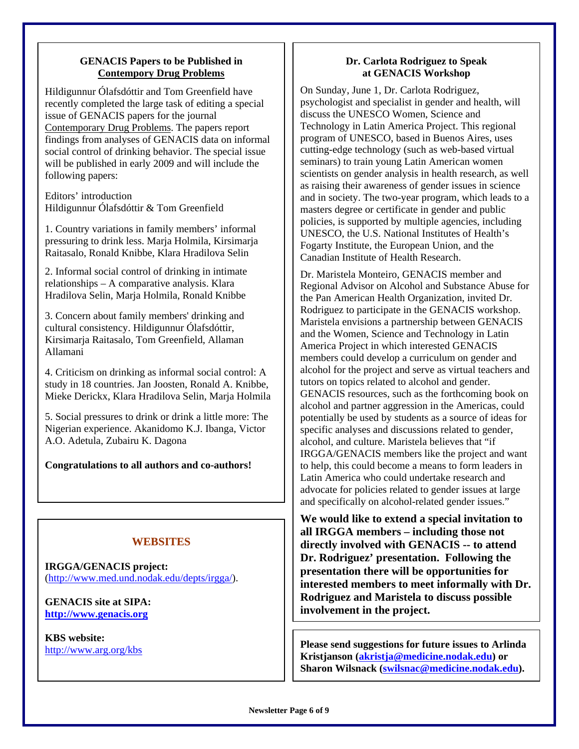## GENACIS Papers to be Published in Contempory Drug Problems

Hildigunnur Ólafsdóttir and Tom Greenfield have recently completed the large task of editing a special issue of GENACIS papers for the journal Contemporary Drug Problems. The papers report findings from analyses of GENACIS data on informal social control of drinking behavior. The special issue will be published in early 2009 and will include the following papers:

Editors' introduction
Hildigunnur Ólafsdóttir & Tom Greenfield

1. Country variations in family members' informal pressuring to drink less. Marja Holmila, Kirsimarja Raitasalo, Ronald Knibbe, Klara Hradilova Selin

2. Informal social control of drinking in intimate relationships – A comparative analysis. Klara Hradilova Selin, Marja Holmila, Ronald Knibbe

3. Concern about family members' drinking and cultural consistency. Hildigunnur Ólafsdóttir, Kirsimarja Raitasalo, Tom Greenfield, Allaman Allamani

4. Criticism on drinking as informal social control: A study in 18 countries. Jan Joosten, Ronald A. Knibbe, Mieke Derickx, Klara Hradilova Selin, Marja Holmila

5. Social pressures to drink or drink a little more: The Nigerian experience. Akanidomo K.J. Ibanga, Victor A.O. Adetula, Zubairu K. Dagona

**Congratulations to all authors and co-authors!**

## WEBSITES

**IRGGA/GENACIS project:**
(http://www.med.und.nodak.edu/depts/irgga/).

**GENACIS site at SIPA:**
**http://www.genacis.org**

**KBS website:**
http://www.arg.org/kbs

## Dr. Carlota Rodriguez to Speak at GENACIS Workshop

On Sunday, June 1, Dr. Carlota Rodriguez, psychologist and specialist in gender and health, will discuss the UNESCO Women, Science and Technology in Latin America Project. This regional program of UNESCO, based in Buenos Aires, uses cutting-edge technology (such as web-based virtual seminars) to train young Latin American women scientists on gender analysis in health research, as well as raising their awareness of gender issues in science and in society. The two-year program, which leads to a masters degree or certificate in gender and public policies, is supported by multiple agencies, including UNESCO, the U.S. National Institutes of Health's Fogarty Institute, the European Union, and the Canadian Institute of Health Research.

Dr. Maristela Monteiro, GENACIS member and Regional Advisor on Alcohol and Substance Abuse for the Pan American Health Organization, invited Dr. Rodriguez to participate in the GENACIS workshop. Maristela envisions a partnership between GENACIS and the Women, Science and Technology in Latin America Project in which interested GENACIS members could develop a curriculum on gender and alcohol for the project and serve as virtual teachers and tutors on topics related to alcohol and gender. GENACIS resources, such as the forthcoming book on alcohol and partner aggression in the Americas, could potentially be used by students as a source of ideas for specific analyses and discussions related to gender, alcohol, and culture. Maristela believes that "if IRGGA/GENACIS members like the project and want to help, this could become a means to form leaders in Latin America who could undertake research and advocate for policies related to gender issues at large and specifically on alcohol-related gender issues."

**We would like to extend a special invitation to all IRGGA members – including those not directly involved with GENACIS -- to attend Dr. Rodriguez' presentation. Following the presentation there will be opportunities for interested members to meet informally with Dr. Rodriguez and Maristela to discuss possible involvement in the project.**

**Please send suggestions for future issues to Arlinda Kristjanson (akristja@medicine.nodak.edu) or Sharon Wilsnack (swilsnac@medicine.nodak.edu).**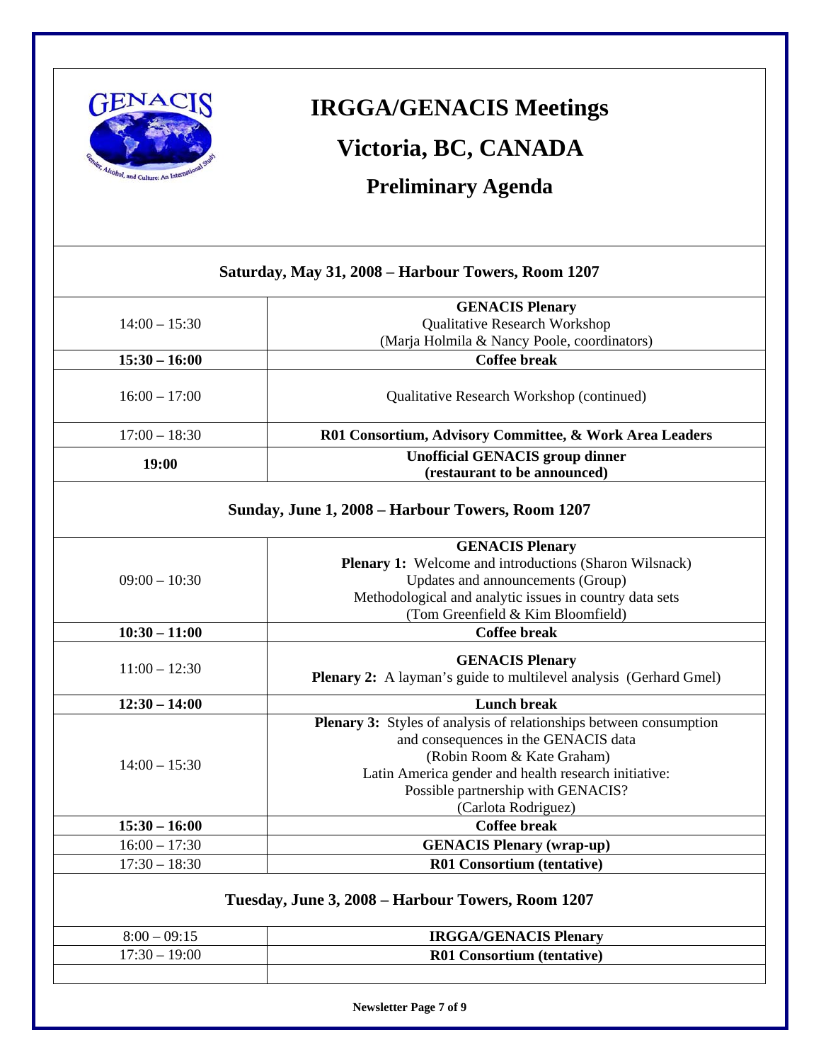# IRGGA/GENACIS Meetings

## Victoria, BC, CANADA

## Preliminary Agenda

### Saturday, May 31, 2008 – Harbour Towers, Room 1207

| Time | Session |
|---|---|
| 14:00 – 15:30 | **GENACIS Plenary**<br>Qualitative Research Workshop<br>(Marja Holmila & Nancy Poole, coordinators) |
| **15:30 – 16:00** | **Coffee break** |
| 16:00 – 17:00 | Qualitative Research Workshop (continued) |
| 17:00 – 18:30 | **R01 Consortium, Advisory Committee, & Work Area Leaders** |
| **19:00** | **Unofficial GENACIS group dinner (restaurant to be announced)** |

### Sunday, June 1, 2008 – Harbour Towers, Room 1207

| Time | Session |
|---|---|
| 09:00 – 10:30 | **GENACIS Plenary**<br>**Plenary 1:** Welcome and introductions (Sharon Wilsnack)<br>Updates and announcements (Group)<br>Methodological and analytic issues in country data sets<br>(Tom Greenfield & Kim Bloomfield) |
| **10:30 – 11:00** | **Coffee break** |
| 11:00 – 12:30 | **GENACIS Plenary**<br>**Plenary 2:** A layman's guide to multilevel analysis (Gerhard Gmel) |
| **12:30 – 14:00** | **Lunch break** |
| 14:00 – 15:30 | **Plenary 3:** Styles of analysis of relationships between consumption and consequences in the GENACIS data<br>(Robin Room & Kate Graham)<br>Latin America gender and health research initiative:<br>Possible partnership with GENACIS?<br>(Carlota Rodriguez) |
| **15:30 – 16:00** | **Coffee break** |
| 16:00 – 17:30 | **GENACIS Plenary (wrap-up)** |
| 17:30 – 18:30 | **R01 Consortium (tentative)** |

### Tuesday, June 3, 2008 – Harbour Towers, Room 1207

| Time | Session |
|---|---|
| 8:00 – 09:15 | **IRGGA/GENACIS Plenary** |
| 17:30 – 19:00 | **R01 Consortium (tentative)** |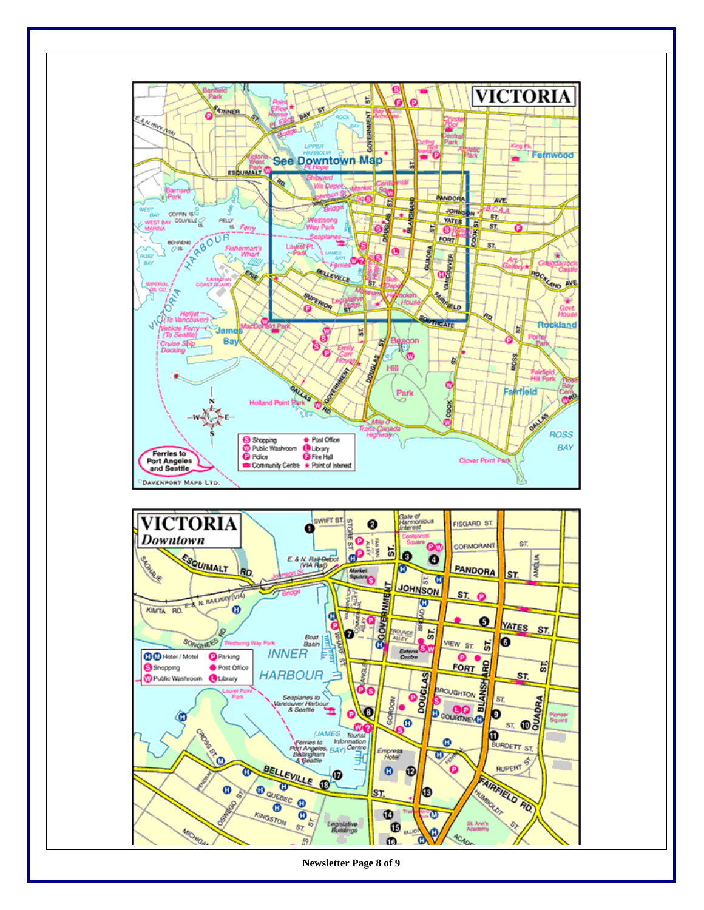# VICTORIA

# VICTORIA Downtown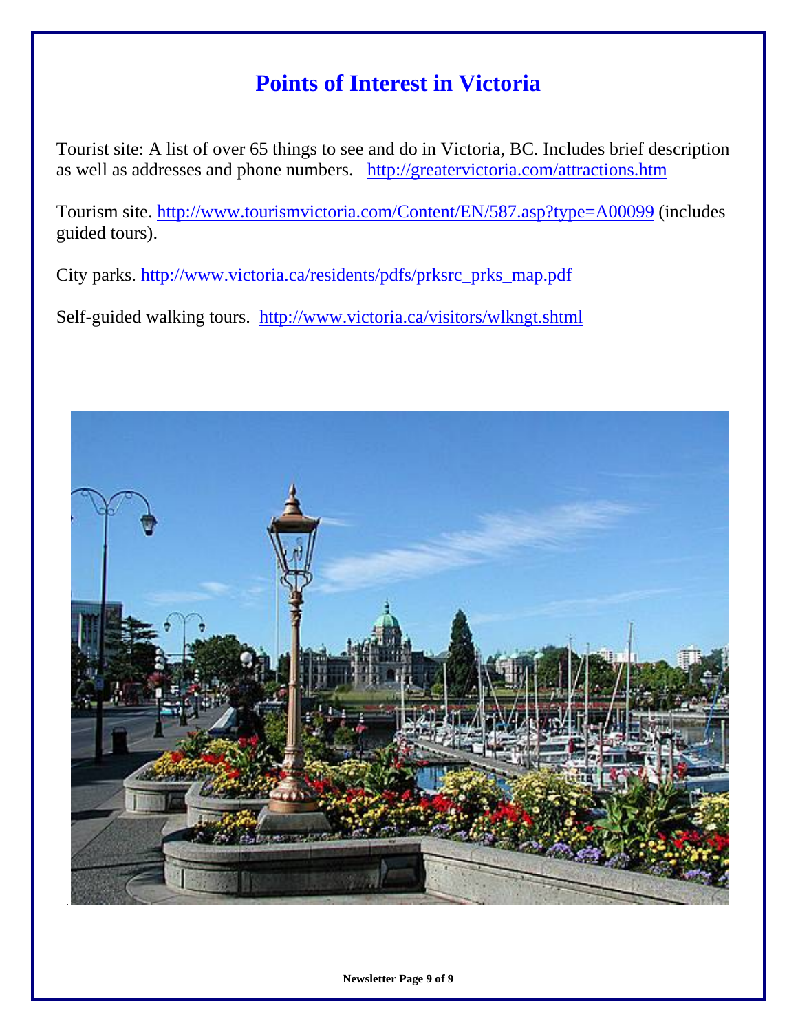# Points of Interest in Victoria

Tourist site: A list of over 65 things to see and do in Victoria, BC. Includes brief description as well as addresses and phone numbers. http://greatervictoria.com/attractions.htm

Tourism site. http://www.tourismvictoria.com/Content/EN/587.asp?type=A00099 (includes guided tours).

City parks. http://www.victoria.ca/residents/pdfs/prksrc_prks_map.pdf

Self-guided walking tours. http://www.victoria.ca/visitors/wlkngt.shtml